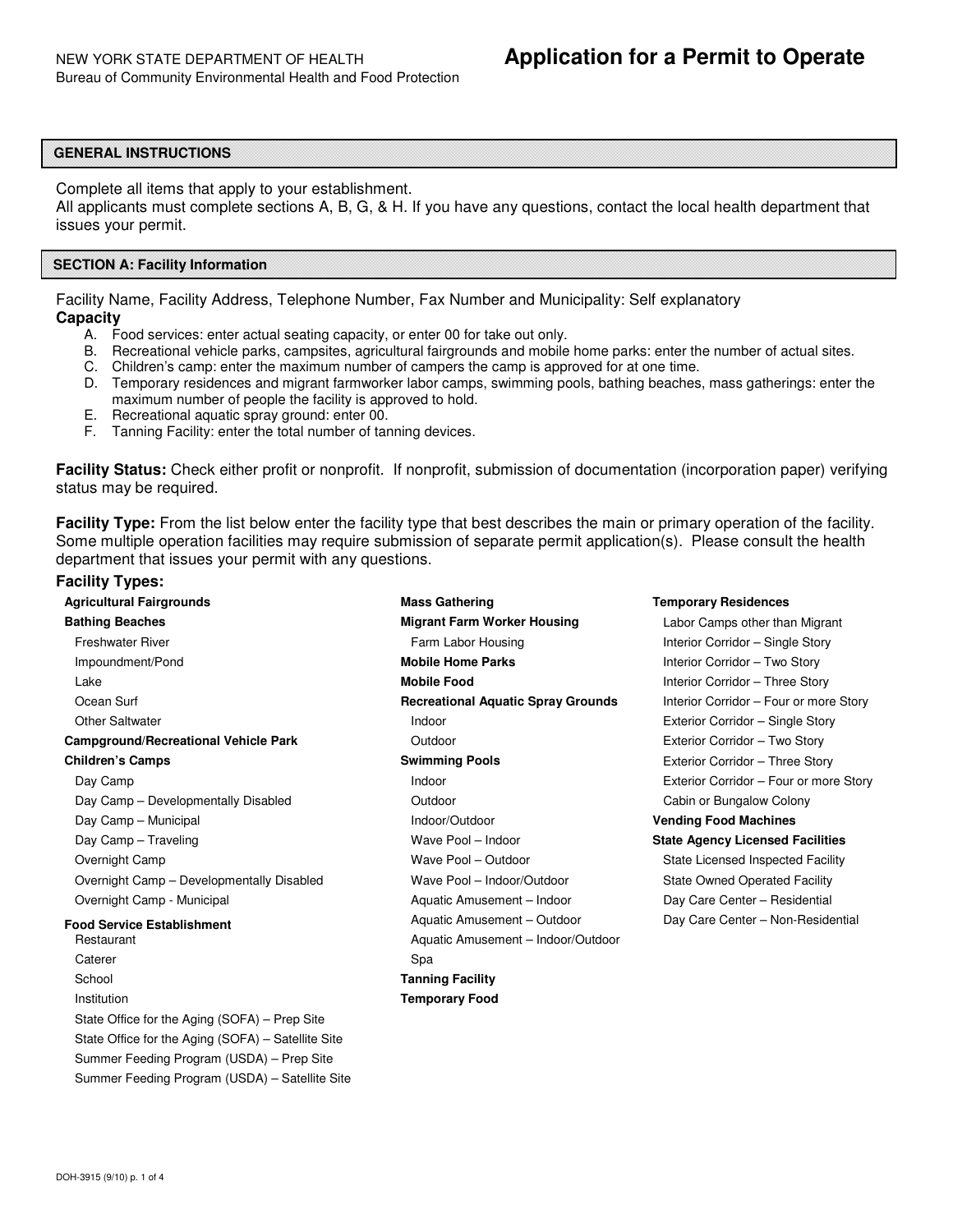NEW YORK STATE DEPARTMENT OF HEALTH
Bureau of Community Environmental Health and Food Protection

# Application for a Permit to Operate

## GENERAL INSTRUCTIONS

Complete all items that apply to your establishment.
All applicants must complete sections A, B, G, & H. If you have any questions, contact the local health department that issues your permit.

## SECTION A: Facility Information

Facility Name, Facility Address, Telephone Number, Fax Number and Municipality: Self explanatory

### Capacity

A. Food services: enter actual seating capacity, or enter 00 for take out only.
B. Recreational vehicle parks, campsites, agricultural fairgrounds and mobile home parks: enter the number of actual sites.
C. Children's camp: enter the maximum number of campers the camp is approved for at one time.
D. Temporary residences and migrant farmworker labor camps, swimming pools, bathing beaches, mass gatherings: enter the maximum number of people the facility is approved to hold.
E. Recreational aquatic spray ground: enter 00.
F. Tanning Facility: enter the total number of tanning devices.

**Facility Status:** Check either profit or nonprofit. If nonprofit, submission of documentation (incorporation paper) verifying status may be required.

**Facility Type:** From the list below enter the facility type that best describes the main or primary operation of the facility. Some multiple operation facilities may require submission of separate permit application(s). Please consult the health department that issues your permit with any questions.

### Facility Types:

**Agricultural Fairgrounds**

**Bathing Beaches**
- Freshwater River
- Impoundment/Pond
- Lake
- Ocean Surf
- Other Saltwater

**Campground/Recreational Vehicle Park**

**Children's Camps**
- Day Camp
- Day Camp – Developmentally Disabled
- Day Camp – Municipal
- Day Camp – Traveling
- Overnight Camp
- Overnight Camp – Developmentally Disabled
- Overnight Camp - Municipal

**Food Service Establishment**
- Restaurant
- Caterer
- School
- Institution
- State Office for the Aging (SOFA) – Prep Site
- State Office for the Aging (SOFA) – Satellite Site
- Summer Feeding Program (USDA) – Prep Site
- Summer Feeding Program (USDA) – Satellite Site

**Mass Gathering**

**Migrant Farm Worker Housing**
- Farm Labor Housing

**Mobile Home Parks**

**Mobile Food**

**Recreational Aquatic Spray Grounds**
- Indoor
- Outdoor

**Swimming Pools**
- Indoor
- Outdoor
- Indoor/Outdoor
- Wave Pool – Indoor
- Wave Pool – Outdoor
- Wave Pool – Indoor/Outdoor
- Aquatic Amusement – Indoor
- Aquatic Amusement – Outdoor
- Aquatic Amusement – Indoor/Outdoor
- Spa

**Tanning Facility**

**Temporary Food**

**Temporary Residences**
- Labor Camps other than Migrant
- Interior Corridor – Single Story
- Interior Corridor – Two Story
- Interior Corridor – Three Story
- Interior Corridor – Four or more Story
- Exterior Corridor – Single Story
- Exterior Corridor – Two Story
- Exterior Corridor – Three Story
- Exterior Corridor – Four or more Story
- Cabin or Bungalow Colony

**Vending Food Machines**

**State Agency Licensed Facilities**
- State Licensed Inspected Facility
- State Owned Operated Facility
- Day Care Center – Residential
- Day Care Center – Non-Residential

DOH-3915 (9/10)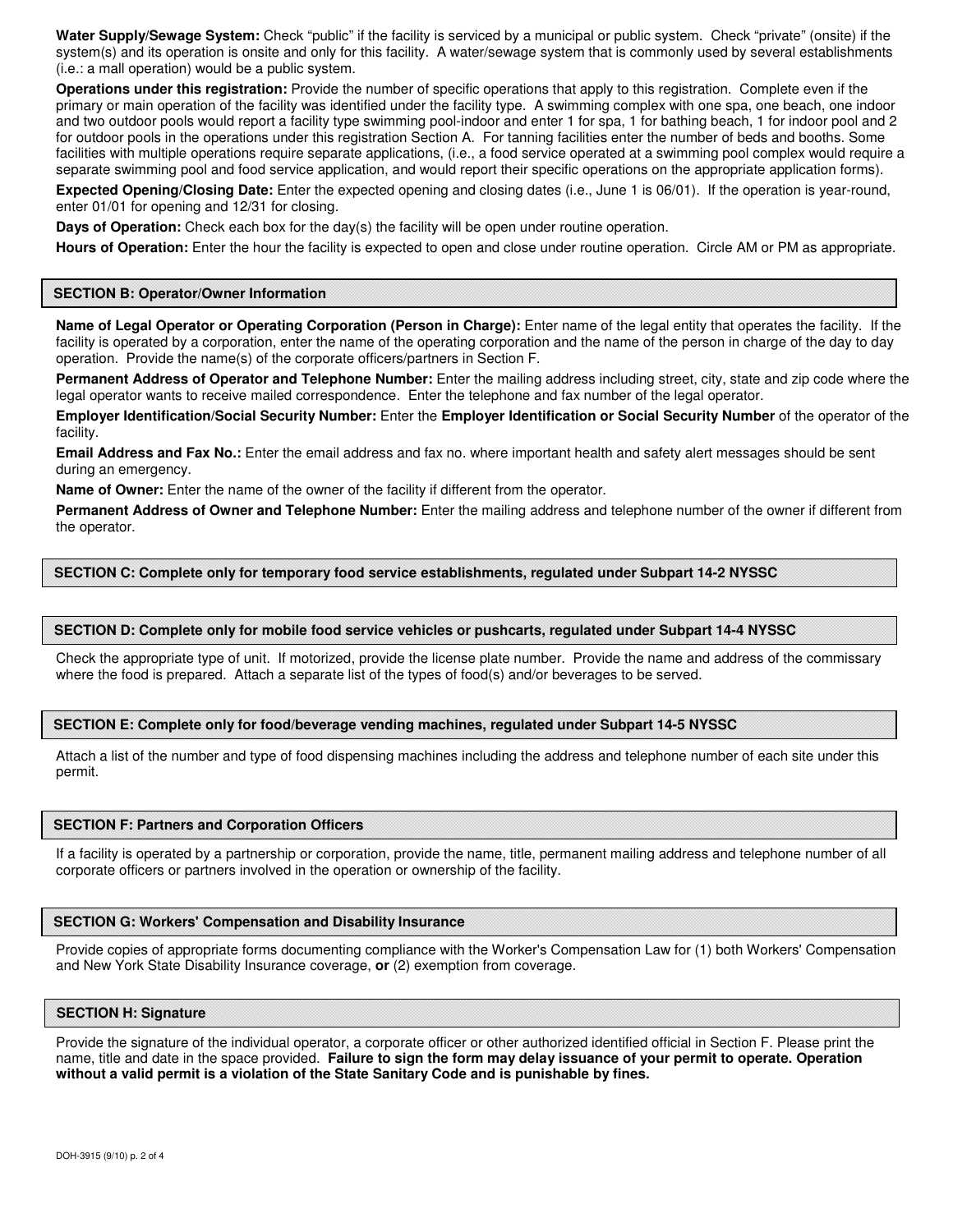**Water Supply/Sewage System:** Check "public" if the facility is serviced by a municipal or public system. Check "private" (onsite) if the system(s) and its operation is onsite and only for this facility. A water/sewage system that is commonly used by several establishments (i.e.: a mall operation) would be a public system.

**Operations under this registration:** Provide the number of specific operations that apply to this registration. Complete even if the primary or main operation of the facility was identified under the facility type. A swimming complex with one spa, one beach, one indoor and two outdoor pools would report a facility type swimming pool-indoor and enter 1 for spa, 1 for bathing beach, 1 for indoor pool and 2 for outdoor pools in the operations under this registration Section A. For tanning facilities enter the number of beds and booths. Some facilities with multiple operations require separate applications, (i.e., a food service operated at a swimming pool complex would require a separate swimming pool and food service application, and would report their specific operations on the appropriate application forms).

**Expected Opening/Closing Date:** Enter the expected opening and closing dates (i.e., June 1 is 06/01). If the operation is year-round, enter 01/01 for opening and 12/31 for closing.

**Days of Operation:** Check each box for the day(s) the facility will be open under routine operation.

**Hours of Operation:** Enter the hour the facility is expected to open and close under routine operation. Circle AM or PM as appropriate.

## SECTION B: Operator/Owner Information

**Name of Legal Operator or Operating Corporation (Person in Charge):** Enter name of the legal entity that operates the facility. If the facility is operated by a corporation, enter the name of the operating corporation and the name of the person in charge of the day to day operation. Provide the name(s) of the corporate officers/partners in Section F.

**Permanent Address of Operator and Telephone Number:** Enter the mailing address including street, city, state and zip code where the legal operator wants to receive mailed correspondence. Enter the telephone and fax number of the legal operator.

**Employer Identification/Social Security Number:** Enter the **Employer Identification or Social Security Number** of the operator of the facility.

**Email Address and Fax No.:** Enter the email address and fax no. where important health and safety alert messages should be sent during an emergency.

**Name of Owner:** Enter the name of the owner of the facility if different from the operator.

**Permanent Address of Owner and Telephone Number:** Enter the mailing address and telephone number of the owner if different from the operator.

## SECTION C: Complete only for temporary food service establishments, regulated under Subpart 14-2 NYSSC

## SECTION D: Complete only for mobile food service vehicles or pushcarts, regulated under Subpart 14-4 NYSSC

Check the appropriate type of unit. If motorized, provide the license plate number. Provide the name and address of the commissary where the food is prepared. Attach a separate list of the types of food(s) and/or beverages to be served.

## SECTION E: Complete only for food/beverage vending machines, regulated under Subpart 14-5 NYSSC

Attach a list of the number and type of food dispensing machines including the address and telephone number of each site under this permit.

## SECTION F: Partners and Corporation Officers

If a facility is operated by a partnership or corporation, provide the name, title, permanent mailing address and telephone number of all corporate officers or partners involved in the operation or ownership of the facility.

## SECTION G: Workers' Compensation and Disability Insurance

Provide copies of appropriate forms documenting compliance with the Worker's Compensation Law for (1) both Workers' Compensation and New York State Disability Insurance coverage, **or** (2) exemption from coverage.

## SECTION H: Signature

Provide the signature of the individual operator, a corporate officer or other authorized identified official in Section F. Please print the name, title and date in the space provided. **Failure to sign the form may delay issuance of your permit to operate. Operation without a valid permit is a violation of the State Sanitary Code and is punishable by fines.**

DOH-3915 (9/10) p. 2 of 4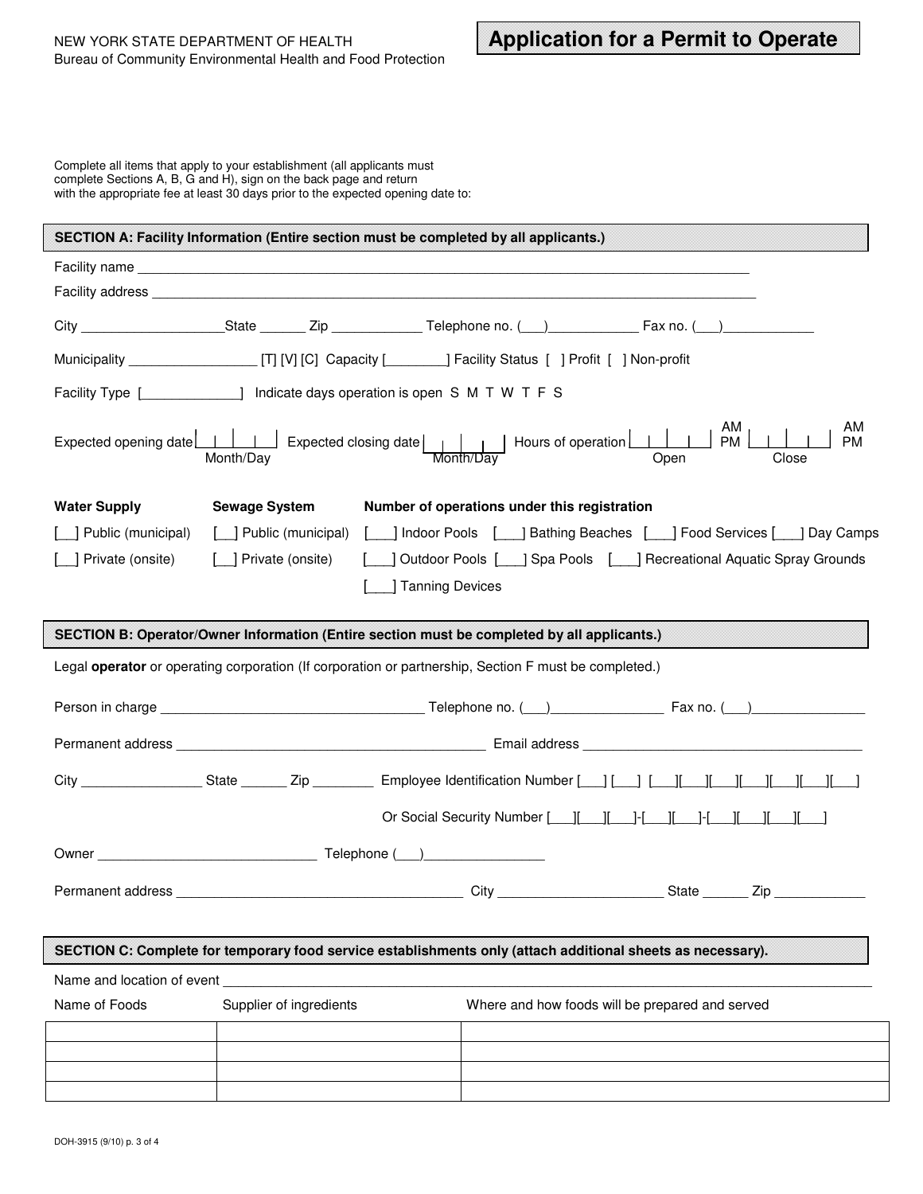NEW YORK STATE DEPARTMENT OF HEALTH
Bureau of Community Environmental Health and Food Protection

# Application for a Permit to Operate

Complete all items that apply to your establishment (all applicants must complete Sections A, B, G and H), sign on the back page and return with the appropriate fee at least 30 days prior to the expected opening date to:

## SECTION A: Facility Information (Entire section must be completed by all applicants.)

Facility name ____________________________________________________________

Facility address __________________________________________________________

City __________________ State ______ Zip ____________ Telephone no. (___)____________ Fax no. (___)____________

Municipality ________________ [T] [V] [C] Capacity [________] Facility Status [ ] Profit [ ] Non-profit

Facility Type [_____________] Indicate days operation is open S M T W T F S

Expected opening date [ | | | ] Month/Day Expected closing date [ | | | ] Month/Day Hours of operation [ | | | ] Open AM PM [ | | | ] Close AM PM

**Water Supply**

[__] Public (municipal)

[__] Private (onsite)

**Sewage System**

[__] Public (municipal)

[__] Private (onsite)

**Number of operations under this registration**

[___] Indoor Pools [___] Bathing Beaches [___] Food Services [___] Day Camps

[___] Outdoor Pools [___] Spa Pools [___] Recreational Aquatic Spray Grounds

[___] Tanning Devices

## SECTION B: Operator/Owner Information (Entire section must be completed by all applicants.)

Legal **operator** or operating corporation (If corporation or partnership, Section F must be completed.)

Person in charge ________________________________ Telephone no. (___)______________ Fax no. (___)______________

Permanent address ______________________________________ Email address ___________________________________

City _______________ State ______ Zip ________ Employee Identification Number [___] [___] [___][___][___][___][___][___][___]

Or Social Security Number [___][___][___]-[___][___]-[___][___][___][___]

Owner ____________________________ Telephone (___)_______________

Permanent address _____________________________________ City _____________________ State ______ Zip ____________

## SECTION C: Complete for temporary food service establishments only (attach additional sheets as necessary).

Name and location of event ______________________________________________________________

| Name of Foods | Supplier of ingredients | Where and how foods will be prepared and served |
|---|---|---|
| | | |
| | | |
| | | |
| | | |

DOH-3915 (9/10)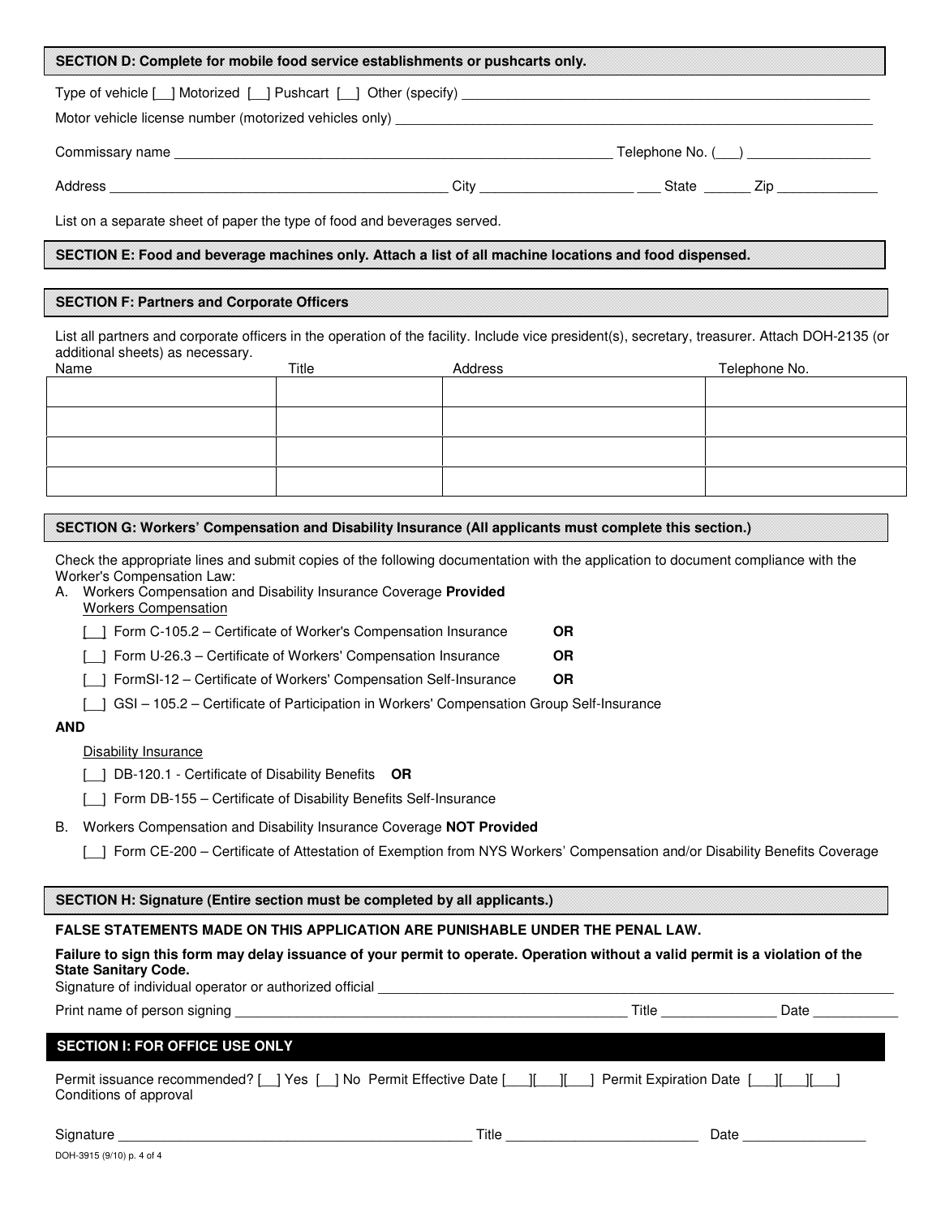**SECTION D: Complete for mobile food service establishments or pushcarts only.**

Type of vehicle [__] Motorized [__] Pushcart [__] Other (specify) ______________________________________________________

Motor vehicle license number (motorized vehicles only) ______________________________________________________________

Commissary name ____________________________________________________________ Telephone No. (___) ________________

Address _____________________________________________ City ____________________ ___ State ______ Zip _____________

List on a separate sheet of paper the type of food and beverages served.

**SECTION E: Food and beverage machines only. Attach a list of all machine locations and food dispensed.**

**SECTION F: Partners and Corporate Officers**

List all partners and corporate officers in the operation of the facility. Include vice president(s), secretary, treasurer. Attach DOH-2135 (or additional sheets) as necessary.

| Name | Title | Address | Telephone No. |
|---|---|---|---|
| | | | |
| | | | |
| | | | |
| | | | |

**SECTION G: Workers' Compensation and Disability Insurance (All applicants must complete this section.)**

Check the appropriate lines and submit copies of the following documentation with the application to document compliance with the Worker's Compensation Law:

A. Workers Compensation and Disability Insurance Coverage **Provided**

Workers Compensation

[__] Form C-105.2 – Certificate of Worker's Compensation Insurance **OR**

[__] Form U-26.3 – Certificate of Workers' Compensation Insurance **OR**

[__] FormSI-12 – Certificate of Workers' Compensation Self-Insurance **OR**

[__] GSI – 105.2 – Certificate of Participation in Workers' Compensation Group Self-Insurance

**AND**

Disability Insurance

[__] DB-120.1 - Certificate of Disability Benefits **OR**

[__] Form DB-155 – Certificate of Disability Benefits Self-Insurance

B. Workers Compensation and Disability Insurance Coverage **NOT Provided**

[__] Form CE-200 – Certificate of Attestation of Exemption from NYS Workers' Compensation and/or Disability Benefits Coverage

**SECTION H: Signature (Entire section must be completed by all applicants.)**

**FALSE STATEMENTS MADE ON THIS APPLICATION ARE PUNISHABLE UNDER THE PENAL LAW.**

**Failure to sign this form may delay issuance of your permit to operate. Operation without a valid permit is a violation of the State Sanitary Code.**

Signature of individual operator or authorized official ____________________________________________________________________

Print name of person signing ____________________________________________________ Title _______________ Date ___________

**SECTION I: FOR OFFICE USE ONLY**

Permit issuance recommended? [__] Yes [__] No Permit Effective Date [___][___][___] Permit Expiration Date [___][___][___]
Conditions of approval

Signature _______________________________________________ Title _________________________ Date ________________

DOH-3915 (9/10) p. 4 of 4